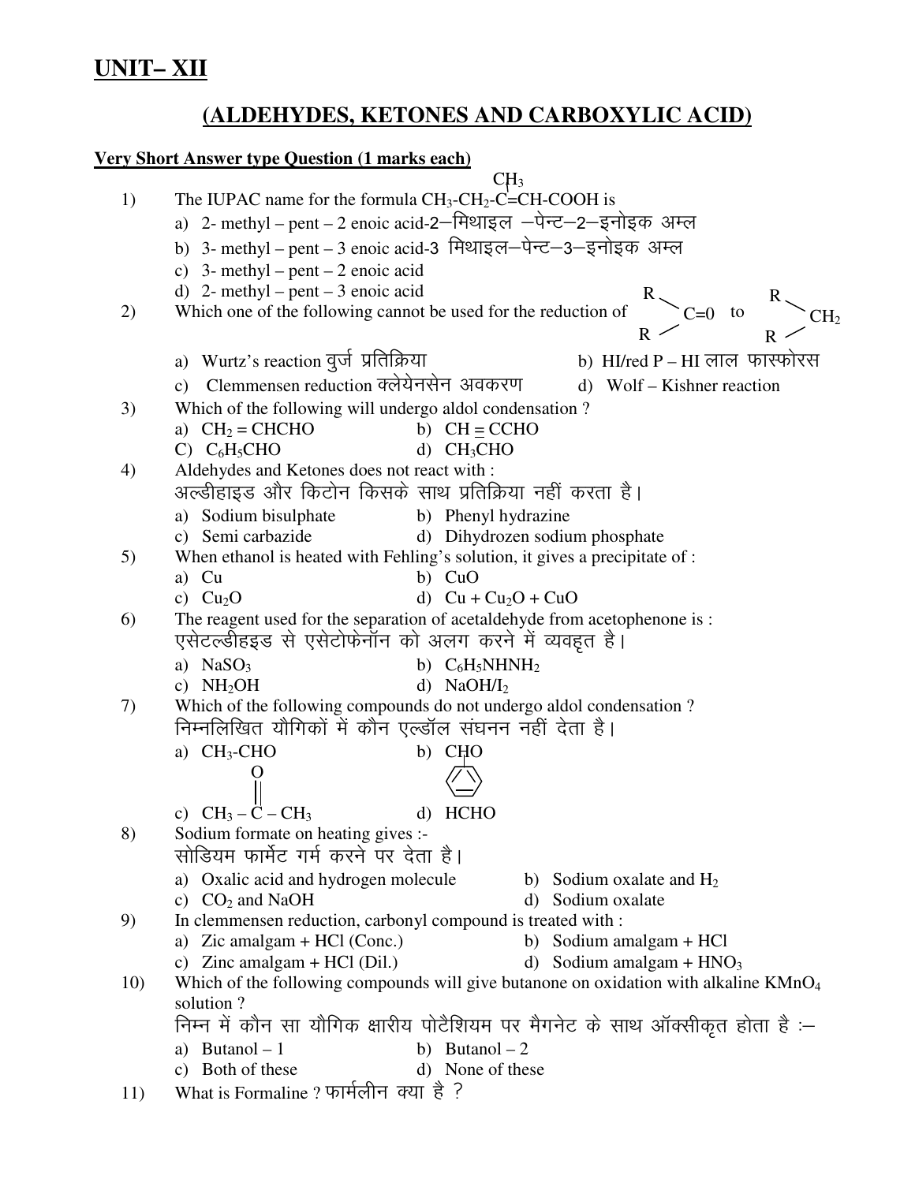# UNIT– XII

## (ALDEHYDES, KETONES AND CARBOXYLIC ACID)

**Very Short Answer type Question (1 marks each)**

1) The IUPAC name for the formula $CH_3\text{-}CH_2\text{-}\overset{CH_3}{\overset{|}{C}}\text{=CH-COOH}$ is
   a) 2- methyl – pent – 2 enoic acid-2–मिथाइल –पेन्ट–2–इनोइक अम्ल
   b) 3- methyl – pent – 3 enoic acid-3 मिथाइल–पेन्ट–3–इनोइक अम्ल
   c) 3- methyl – pent – 2 enoic acid
   d) 2- methyl – pent – 3 enoic acid

2) Which one of the following cannot be used for the reduction of $R_2C{=}O$ to $R_2CH_2$
   a) Wurtz's reaction वुर्ज प्रतिक्रिया
   b) HI/red P – HI लाल फास्फोरस
   c) Clemmensen reduction क्लेयेनसेन अवकरण
   d) Wolf – Kishner reaction

3) Which of the following will undergo aldol condensation ?
   a) $CH_2 = CHCHO$
   b) $CH \equiv CCHO$
   C) $C_6H_5CHO$
   d) $CH_3CHO$

4) Aldehydes and Ketones does not react with :
   अल्डीहाइड और किटोन किसके साथ प्रतिक्रिया नहीं करता है।
   a) Sodium bisulphate
   b) Phenyl hydrazine
   c) Semi carbazide
   d) Dihydrozen sodium phosphate

5) When ethanol is heated with Fehling's solution, it gives a precipitate of :
   a) Cu
   b) CuO
   c) $Cu_2O$
   d) $Cu + Cu_2O + CuO$

6) The reagent used for the separation of acetaldehyde from acetophenone is :
   एसेटल्डीहइड से एसेटोफेनॉन को अलग करने में व्यवहृत है।
   a) $NaSO_3$
   b) $C_6H_5NHNH_2$
   c) $NH_2OH$
   d) $NaOH/I_2$

7) Which of the following compounds do not undergo aldol condensation ?
   निम्नलिखित यौगिकों में कौन एल्डॉल संघनन नहीं देता है।
   a) $CH_3\text{-}CHO$
   b) $C_6H_5CHO$ (CHO attached to benzene ring)
   c) $CH_3 - \overset{O}{\overset{||}{C}} - CH_3$
   d) HCHO

8) Sodium formate on heating gives :-
   सोडियम फार्मेट गर्म करने पर देता है।
   a) Oxalic acid and hydrogen molecule
   b) Sodium oxalate and $H_2$
   c) $CO_2$ and NaOH
   d) Sodium oxalate

9) In clemmensen reduction, carbonyl compound is treated with :
   a) Zic amalgam + HCl (Conc.)
   b) Sodium amalgam + HCl
   c) Zinc amalgam + HCl (Dil.)
   d) Sodium amalgam + $HNO_3$

10) Which of the following compounds will give butanone on oxidation with alkaline $KMnO_4$ solution ?
    निम्न में कौन सा यौगिक क्षारीय पोटैशियम पर मैगनेट के साथ ऑक्सीकृत होता है :–
    a) Butanol – 1
    b) Butanol – 2
    c) Both of these
    d) None of these

11) What is Formaline ? फार्मलीन क्या है ?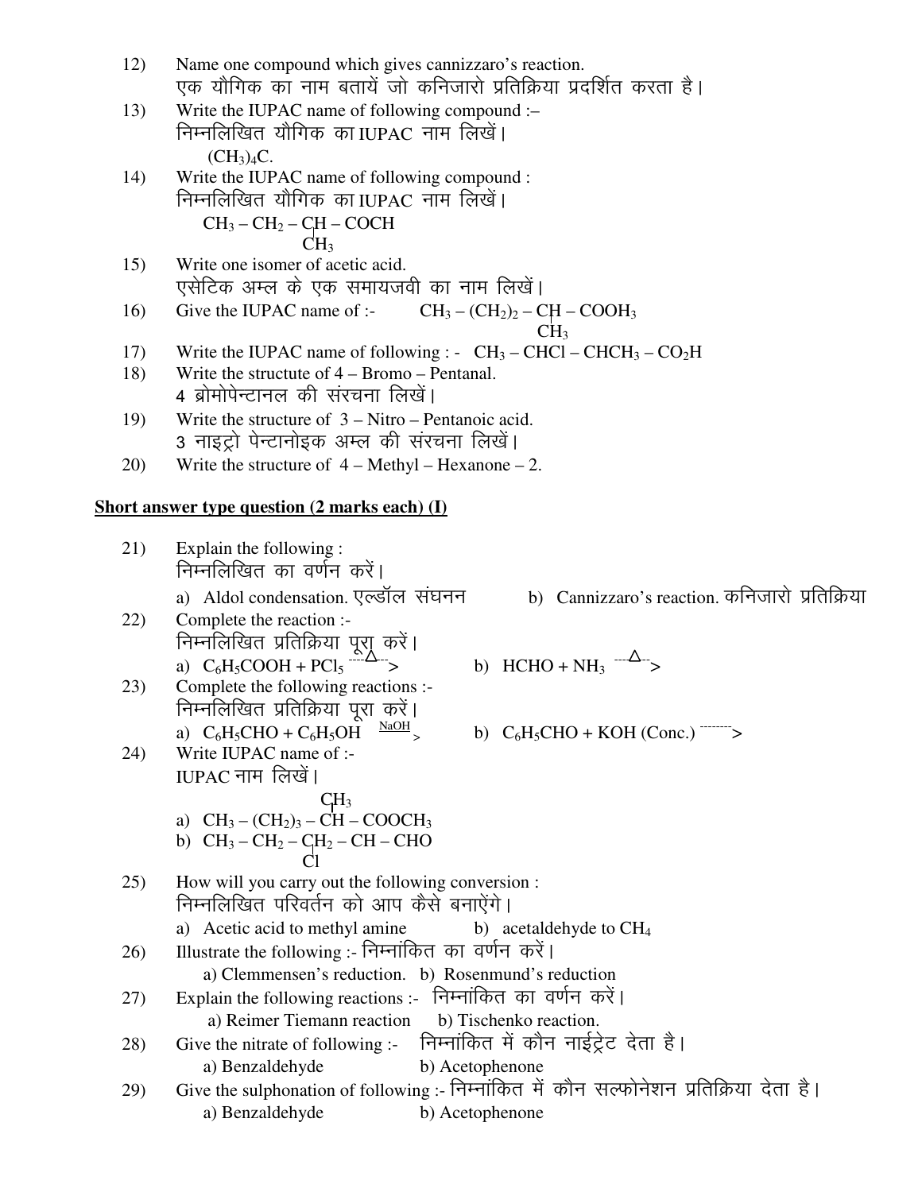12) Name one compound which gives cannizzaro's reaction.
एक यौगिक का नाम बतायें जो कनिजारो प्रतिक्रिया प्रदर्शित करता है।

13) Write the IUPAC name of following compound :–
निम्नलिखित यौगिक का IUPAC नाम लिखें।
$(CH_3)_4C$.

14) Write the IUPAC name of following compound :
निम्नलिखित यौगिक का IUPAC नाम लिखें।

$$CH_3 - CH_2 - \underset{\displaystyle CH_3}{\underset{|}{CH}} - COCH$$

15) Write one isomer of acetic acid.
एसेटिक अम्ल के एक समायजवी का नाम लिखें।

16) Give the IUPAC name of :- $CH_3 - (CH_2)_2 - \underset{\displaystyle CH_3}{\underset{|}{CH}} - COOH_3$

17) Write the IUPAC name of following : - $CH_3 - CHCl - CHCH_3 - CO_2H$

18) Write the structute of 4 – Bromo – Pentanal.
4 ब्रोमोपेन्टानल की संरचना लिखें।

19) Write the structure of 3 – Nitro – Pentanoic acid.
3 नाइट्रो पेन्टानोइक अम्ल की संरचना लिखें।

20) Write the structure of 4 – Methyl – Hexanone – 2.

**Short answer type question (2 marks each) (I)**

21) Explain the following :
निम्नलिखित का वर्णन करें।
a) Aldol condensation. एल्डॉल संघनन
b) Cannizzaro's reaction. कनिजारो प्रतिक्रिया

22) Complete the reaction :-
निम्नलिखित प्रतिक्रिया पूरा करें।
a) $C_6H_5COOH + PCl_5 \xrightarrow{\Delta}$
b) $HCHO + NH_3 \xrightarrow{\Delta}$

23) Complete the following reactions :-
निम्नलिखित प्रतिक्रिया पूरा करें।
a) $C_6H_5CHO + C_6H_5OH \xrightarrow{NaOH}$
b) $C_6H_5CHO + KOH\ (Conc.) \longrightarrow$

24) Write IUPAC name of :-
IUPAC नाम लिखें।

a) $CH_3 - (CH_2)_3 - \overset{\displaystyle CH_3}{\overset{|}{CH}} - COOCH_3$

b) $CH_3 - CH_2 - \underset{\displaystyle Cl}{\underset{|}{CH_2}} - CH - CHO$

25) How will you carry out the following conversion :
निम्नलिखित परिवर्तन को आप कैसे बनाएंगे।
a) Acetic acid to methyl amine
b) acetaldehyde to $CH_4$

26) Illustrate the following :- निम्नांकित का वर्णन करें।
a) Clemmensen's reduction. b) Rosenmund's reduction

27) Explain the following reactions :- निम्नांकित का वर्णन करें।
a) Reimer Tiemann reaction b) Tischenko reaction.

28) Give the nitrate of following :- निम्नांकित में कौन नाईट्रेट देता है।
a) Benzaldehyde b) Acetophenone

29) Give the sulphonation of following :- निम्नांकित में कौन सल्फोनेशन प्रतिक्रिया देता है।
a) Benzaldehyde b) Acetophenone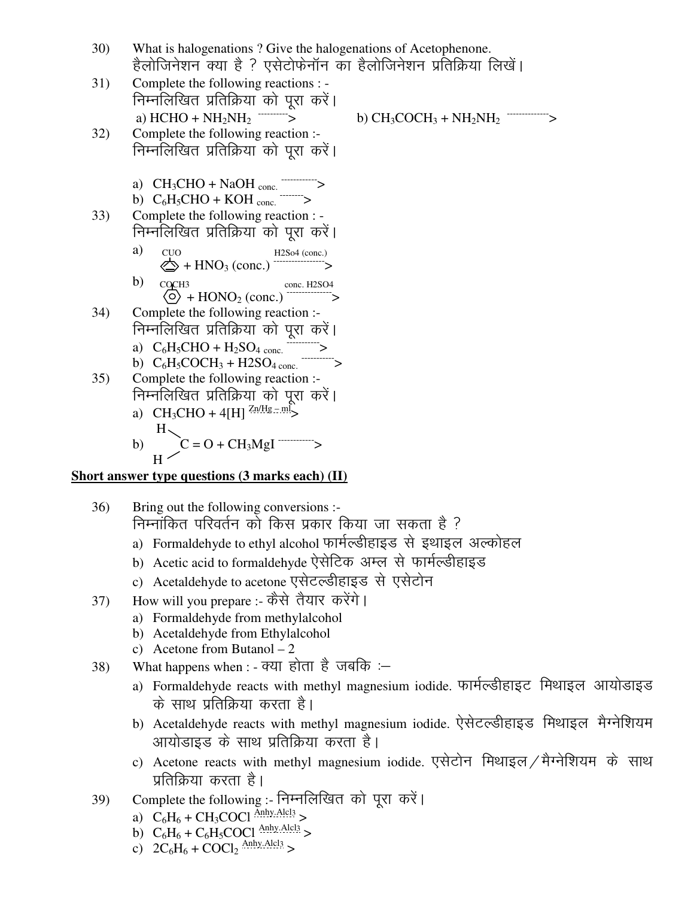30) What is halogenations ? Give the halogenations of Acetophenone.
हैलोजिनेशन क्या है ? एसेटोफेनॉन का हैलोजिनेशन प्रतिक्रिया लिखें।

31) Complete the following reactions : -
निम्नलिखित प्रतिक्रिया को पूरा करें।
a) $HCHO + NH_2NH_2 \dashrightarrow$ b) $CH_3COCH_3 + NH_2NH_2 \dashrightarrow$

32) Complete the following reaction :-
निम्नलिखित प्रतिक्रिया को पूरा करें।

a) $CH_3CHO + NaOH_{\text{conc.}} \dashrightarrow$
b) $C_6H_5CHO + KOH_{\text{conc.}} \dashrightarrow$

33) Complete the following reaction : -
निम्नलिखित प्रतिक्रिया को पूरा करें।

a) CUO (benzene ring) $+ HNO_3$ (conc.) $\xrightarrow{\text{H2So4 (conc.)}}$

b) COCH3 (benzene ring) $+ HONO_2$ (conc.) $\xrightarrow{\text{conc. H2SO4}}$

34) Complete the following reaction :-
निम्नलिखित प्रतिक्रिया को पूरा करें।
a) $C_6H_5CHO + H_2SO_{4\ \text{conc.}} \dashrightarrow$
b) $C_6H_5COCH_3 + H2SO_{4\ \text{conc.}} \dashrightarrow$

35) Complete the following reaction :-
निम्नलिखित प्रतिक्रिया को पूरा करें।
a) $CH_3CHO + 4[H] \xrightarrow{\text{Zn/Hg – ml}}$
b) $\begin{matrix} H \\ H \end{matrix}\!\!>C = O + CH_3MgI \dashrightarrow$

**Short answer type questions (3 marks each) (II)**

36) Bring out the following conversions :-
निम्नांकित परिवर्तन को किस प्रकार किया जा सकता है ?
a) Formaldehyde to ethyl alcohol फार्मल्डीहाइड से इथाइल अल्कोहल
b) Acetic acid to formaldehyde ऐसेटिक अम्ल से फार्मल्डीहाइड
c) Acetaldehyde to acetone एसेटल्डीहाइड से एसेटोन

37) How will you prepare :- कैसे तैयार करेंगे।
a) Formaldehyde from methylalcohol
b) Acetaldehyde from Ethylalcohol
c) Acetone from Butanol – 2

38) What happens when : - क्या होता है जबकि :–
a) Formaldehyde reacts with methyl magnesium iodide. फार्मल्डीहाइट मिथाइल आयोडाइड के साथ प्रतिक्रिया करता है।
b) Acetaldehyde reacts with methyl magnesium iodide. ऐसेटल्डीहाइड मिथाइल मैग्नेशियम आयोडाइड के साथ प्रतिक्रिया करता है।
c) Acetone reacts with methyl magnesium iodide. एसेटोन मिथाइल/मैग्नेशियम के साथ प्रतिक्रिया करता है।

39) Complete the following :- निम्नलिखित को पूरा करें।
a) $C_6H_6 + CH_3COCl \xrightarrow{\text{Anhy.Alcl}_3}$
b) $C_6H_6 + C_6H_5COCl \xrightarrow{\text{Anhy.Alcl}_3}$
c) $2C_6H_6 + COCl_2 \xrightarrow{\text{Anhy.Alcl}_3}$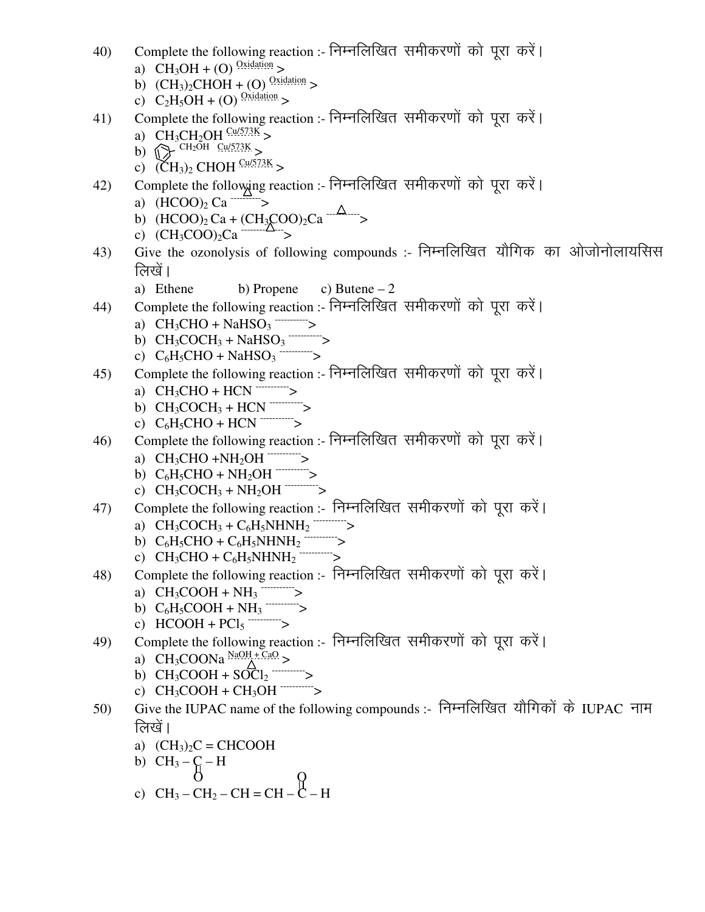40) Complete the following reaction :- निम्नलिखित समीकरणों को पूरा करें।

a) $CH_3OH + (O) \xrightarrow{Oxidation}$
b) $(CH_3)_2CHOH + (O) \xrightarrow{Oxidation}$
c) $C_2H_5OH + (O) \xrightarrow{Oxidation}$

41) Complete the following reaction :- निम्नलिखित समीकरणों को पूरा करें।

a) $CH_3CH_2OH \xrightarrow{Cu/573K}$
b) $C_6H_5-CH_2OH \xrightarrow{Cu/573K}$
c) $(CH_3)_2\ CHOH \xrightarrow{Cu/573K}$

42) Complete the following reaction :- निम्नलिखित समीकरणों को पूरा करें।

a) $(HCOO)_2\ Ca \xrightarrow{\Delta}$
b) $(HCOO)_2\ Ca + (CH_3COO)_2Ca \xrightarrow{\Delta}$
c) $(CH_3COO)_2Ca \xrightarrow{\Delta}$

43) Give the ozonolysis of following compounds :- निम्नलिखित यौगिक का ओजोनोलायसिस लिखें।

a) Ethene b) Propene c) Butene – 2

44) Complete the following reaction :- निम्नलिखित समीकरणों को पूरा करें।

a) $CH_3CHO + NaHSO_3 \longrightarrow$
b) $CH_3COCH_3 + NaHSO_3 \longrightarrow$
c) $C_6H_5CHO + NaHSO_3 \longrightarrow$

45) Complete the following reaction :- निम्नलिखित समीकरणों को पूरा करें।

a) $CH_3CHO + HCN \longrightarrow$
b) $CH_3COCH_3 + HCN \longrightarrow$
c) $C_6H_5CHO + HCN \longrightarrow$

46) Complete the following reaction :- निम्नलिखित समीकरणों को पूरा करें।

a) $CH_3CHO + NH_2OH \longrightarrow$
b) $C_6H_5CHO + NH_2OH \longrightarrow$
c) $CH_3COCH_3 + NH_2OH \longrightarrow$

47) Complete the following reaction :- निम्नलिखित समीकरणों को पूरा करें।

a) $CH_3COCH_3 + C_6H_5NHNH_2 \longrightarrow$
b) $C_6H_5CHO + C_6H_5NHNH_2 \longrightarrow$
c) $CH_3CHO + C_6H_5NHNH_2 \longrightarrow$

48) Complete the following reaction :- निम्नलिखित समीकरणों को पूरा करें।

a) $CH_3COOH + NH_3 \longrightarrow$
b) $C_6H_5COOH + NH_3 \longrightarrow$
c) $HCOOH + PCl_5 \longrightarrow$

49) Complete the following reaction :- निम्नलिखित समीकरणों को पूरा करें।

a) $CH_3COONa \xrightarrow[\Delta]{NaOH + CaO}$
b) $CH_3COOH + SOCl_2 \longrightarrow$
c) $CH_3COOH + CH_3OH \longrightarrow$

50) Give the IUPAC name of the following compounds :- निम्नलिखित यौगिकों के IUPAC नाम लिखें।

a) $(CH_3)_2C = CHCOOH$
b) $CH_3 - \underset{\underset{O}{||}}{C} - H$
c) $CH_3 - CH_2 - CH = CH - \overset{\overset{O}{||}}{C} - H$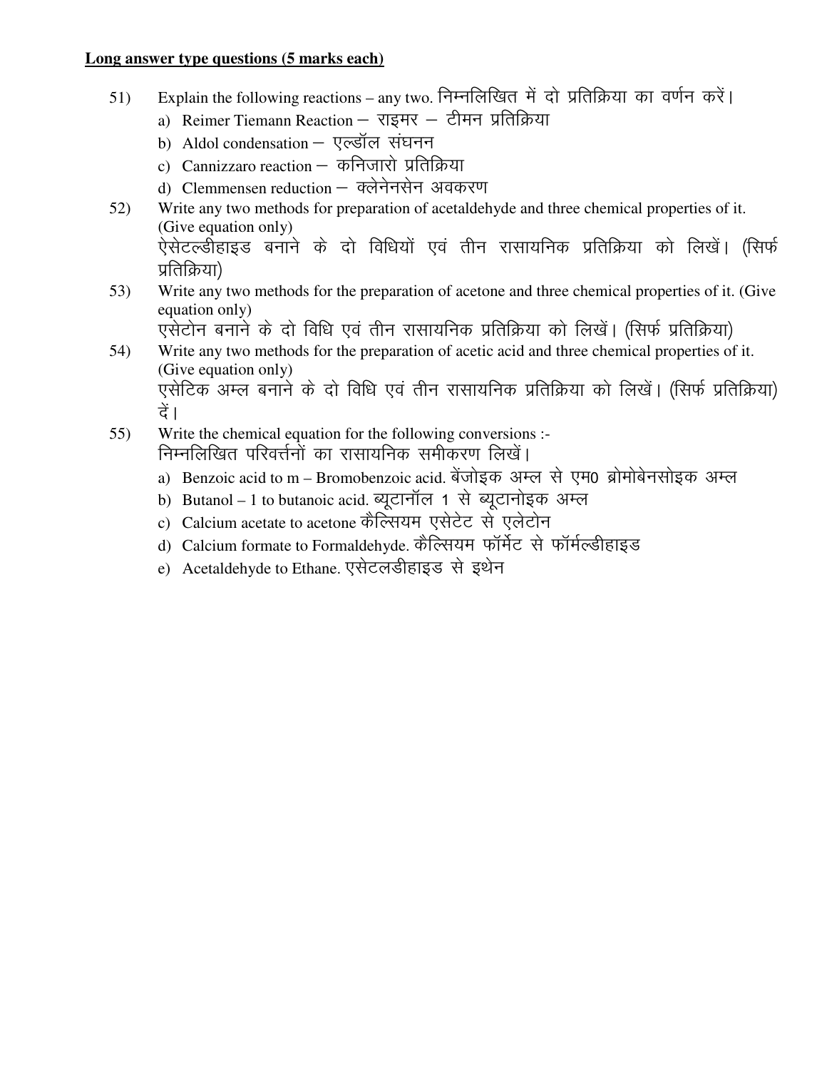**Long answer type questions (5 marks each)**

51) Explain the following reactions – any two. निम्नलिखित में दो प्रतिक्रिया का वर्णन करें।

a) Reimer Tiemann Reaction – राइमर – टीमन प्रतिक्रिया

b) Aldol condensation – एल्डॉल संघनन

c) Cannizzaro reaction – कनिजारो प्रतिक्रिया

d) Clemmensen reduction – क्लेनेनसेन अवकरण

52) Write any two methods for preparation of acetaldehyde and three chemical properties of it. (Give equation only)
ऐसेटल्डीहाइड बनाने के दो विधियों एवं तीन रासायनिक प्रतिक्रिया को लिखें। (सिर्फ प्रतिक्रिया)

53) Write any two methods for the preparation of acetone and three chemical properties of it. (Give equation only)
एसेटोन बनाने के दो विधि एवं तीन रासायनिक प्रतिक्रिया को लिखें। (सिर्फ प्रतिक्रिया)

54) Write any two methods for the preparation of acetic acid and three chemical properties of it. (Give equation only)
एसेटिक अम्ल बनाने के दो विधि एवं तीन रासायनिक प्रतिक्रिया को लिखें। (सिर्फ प्रतिक्रिया) दें।

55) Write the chemical equation for the following conversions :-
निम्नलिखित परिवर्त्तनों का रासायनिक समीकरण लिखें।

a) Benzoic acid to m – Bromobenzoic acid. बेंजोइक अम्ल से एम0 ब्रोमोबेनसोइक अम्ल

b) Butanol – 1 to butanoic acid. ब्यूटानॉल 1 से ब्यूटानोइक अम्ल

c) Calcium acetate to acetone कैल्सियम एसेटेट से एलेटोन

d) Calcium formate to Formaldehyde. कैल्सियम फॉर्मेट से फॉर्मल्डीहाइड

e) Acetaldehyde to Ethane. एसेटलडीहाइड से इथेन